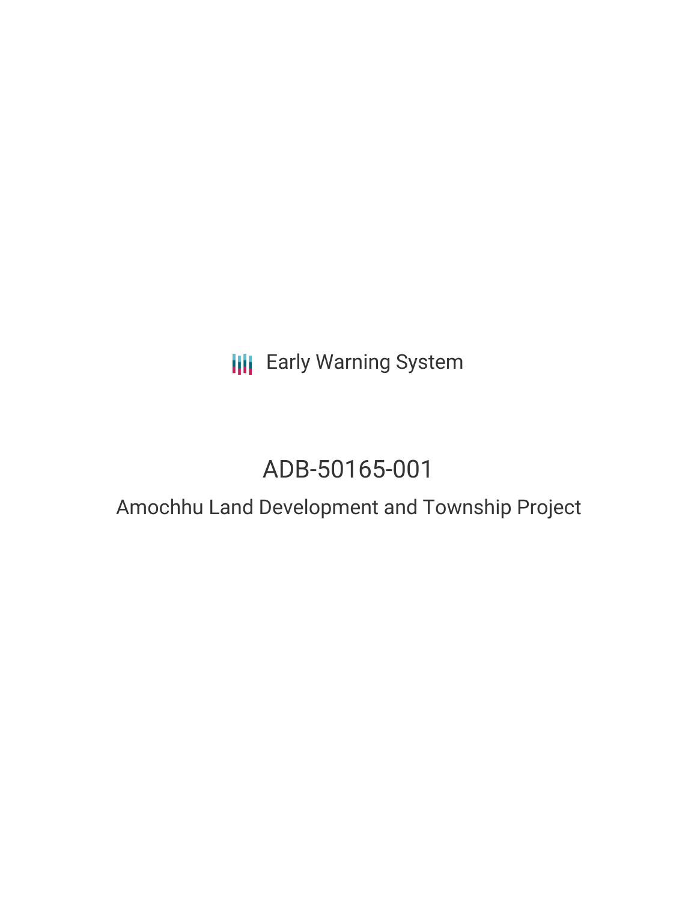Early Warning System

# ADB-50165-001

## Amochhu Land Development and Township Project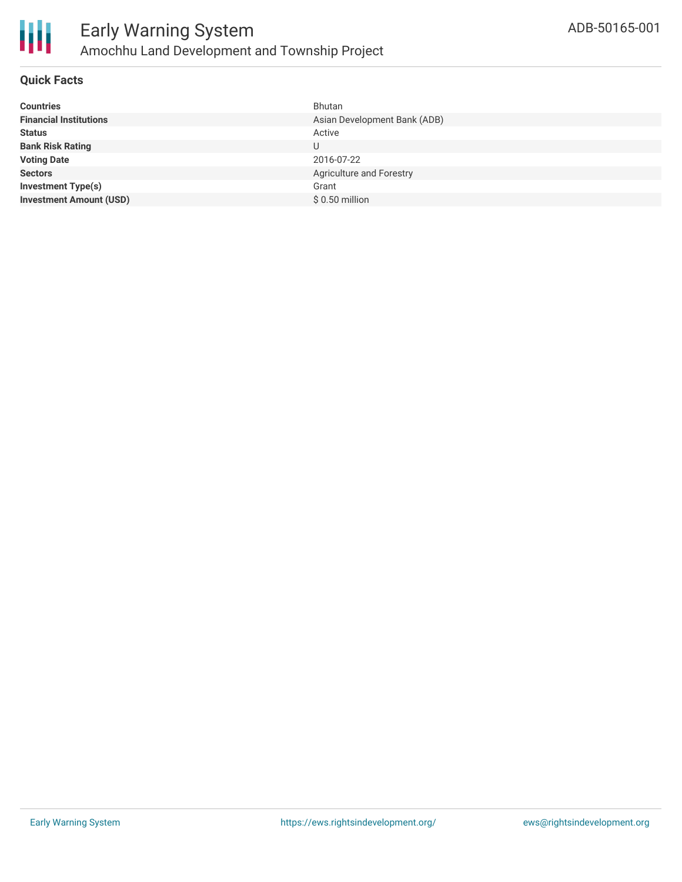# Early Warning System

## Amochhu Land Development and Township Project

ADB-50165-001

### Quick Facts

| | |
|---|---|
| **Countries** | Bhutan |
| **Financial Institutions** | Asian Development Bank (ADB) |
| **Status** | Active |
| **Bank Risk Rating** | U |
| **Voting Date** | 2016-07-22 |
| **Sectors** | Agriculture and Forestry |
| **Investment Type(s)** | Grant |
| **Investment Amount (USD)** | $ 0.50 million |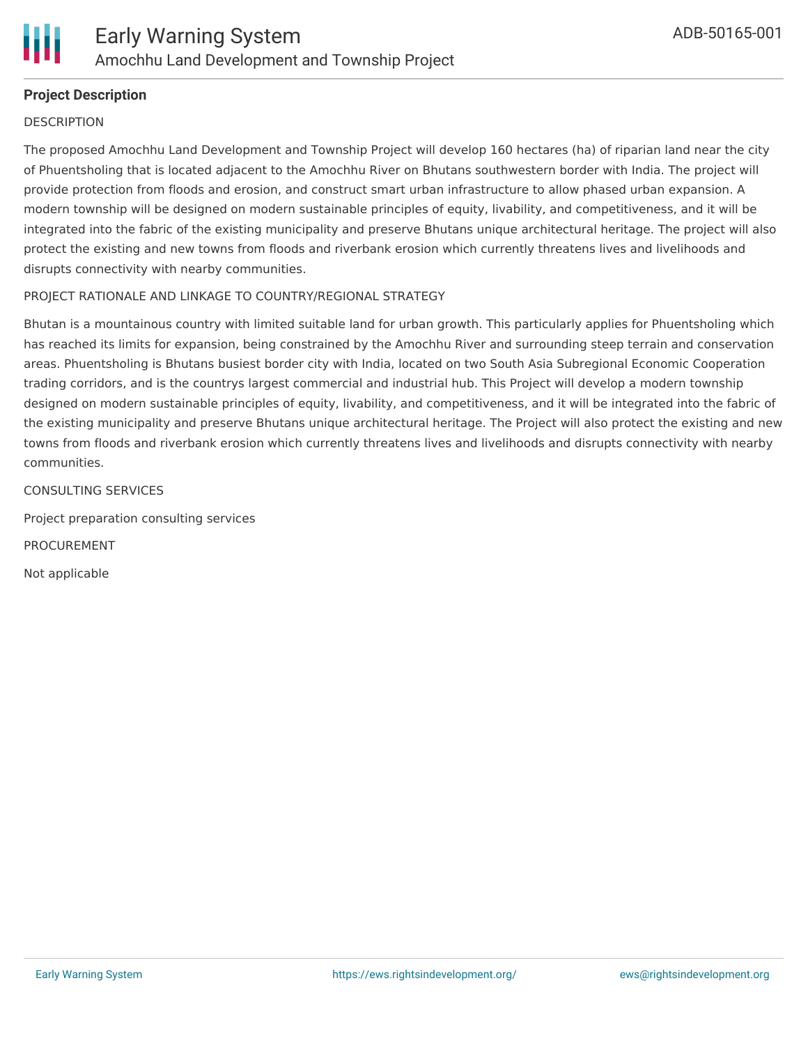**Project Description**

DESCRIPTION

The proposed Amochhu Land Development and Township Project will develop 160 hectares (ha) of riparian land near the city of Phuentsholing that is located adjacent to the Amochhu River on Bhutans southwestern border with India. The project will provide protection from floods and erosion, and construct smart urban infrastructure to allow phased urban expansion. A modern township will be designed on modern sustainable principles of equity, livability, and competitiveness, and it will be integrated into the fabric of the existing municipality and preserve Bhutans unique architectural heritage. The project will also protect the existing and new towns from floods and riverbank erosion which currently threatens lives and livelihoods and disrupts connectivity with nearby communities.

PROJECT RATIONALE AND LINKAGE TO COUNTRY/REGIONAL STRATEGY

Bhutan is a mountainous country with limited suitable land for urban growth. This particularly applies for Phuentsholing which has reached its limits for expansion, being constrained by the Amochhu River and surrounding steep terrain and conservation areas. Phuentsholing is Bhutans busiest border city with India, located on two South Asia Subregional Economic Cooperation trading corridors, and is the countrys largest commercial and industrial hub. This Project will develop a modern township designed on modern sustainable principles of equity, livability, and competitiveness, and it will be integrated into the fabric of the existing municipality and preserve Bhutans unique architectural heritage. The Project will also protect the existing and new towns from floods and riverbank erosion which currently threatens lives and livelihoods and disrupts connectivity with nearby communities.

CONSULTING SERVICES

Project preparation consulting services

PROCUREMENT

Not applicable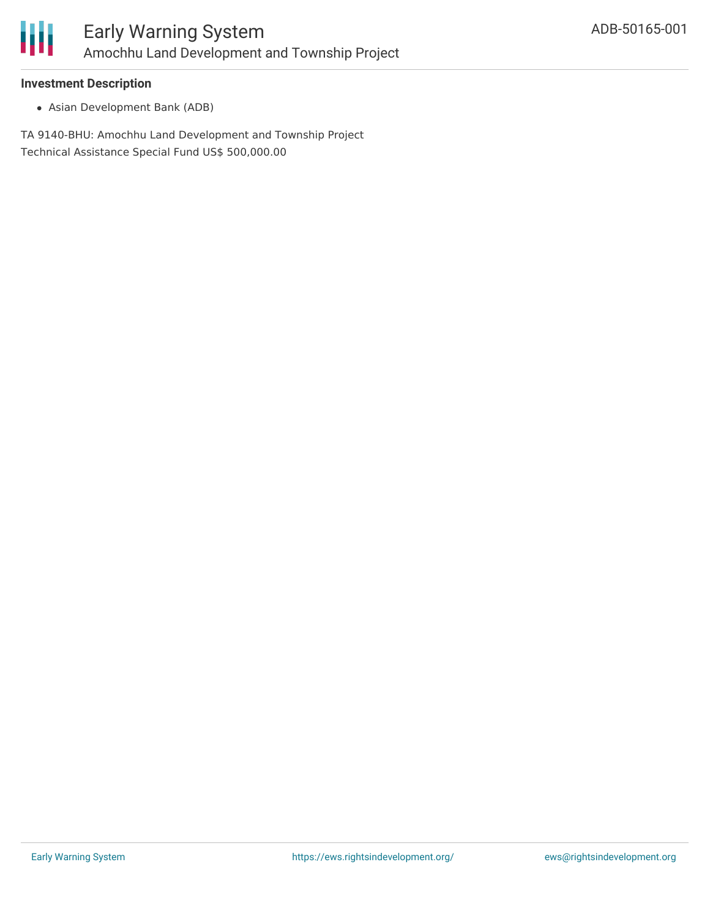### Investment Description

- Asian Development Bank (ADB)

TA 9140-BHU: Amochhu Land Development and Township Project
Technical Assistance Special Fund US$ 500,000.00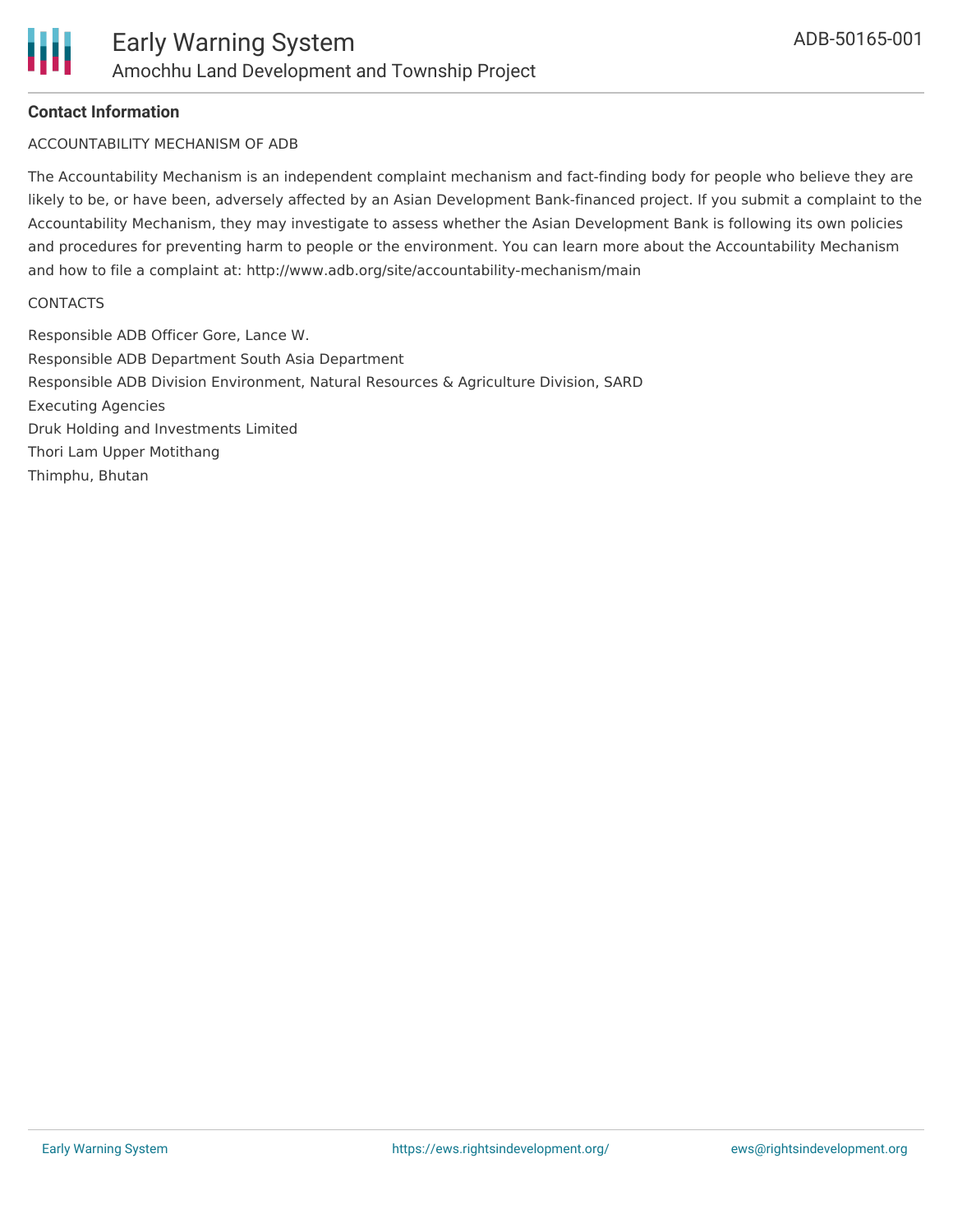**Contact Information**

ACCOUNTABILITY MECHANISM OF ADB

The Accountability Mechanism is an independent complaint mechanism and fact-finding body for people who believe they are likely to be, or have been, adversely affected by an Asian Development Bank-financed project. If you submit a complaint to the Accountability Mechanism, they may investigate to assess whether the Asian Development Bank is following its own policies and procedures for preventing harm to people or the environment. You can learn more about the Accountability Mechanism and how to file a complaint at: http://www.adb.org/site/accountability-mechanism/main

CONTACTS

Responsible ADB Officer Gore, Lance W.
Responsible ADB Department South Asia Department
Responsible ADB Division Environment, Natural Resources & Agriculture Division, SARD
Executing Agencies
Druk Holding and Investments Limited
Thori Lam Upper Motithang
Thimphu, Bhutan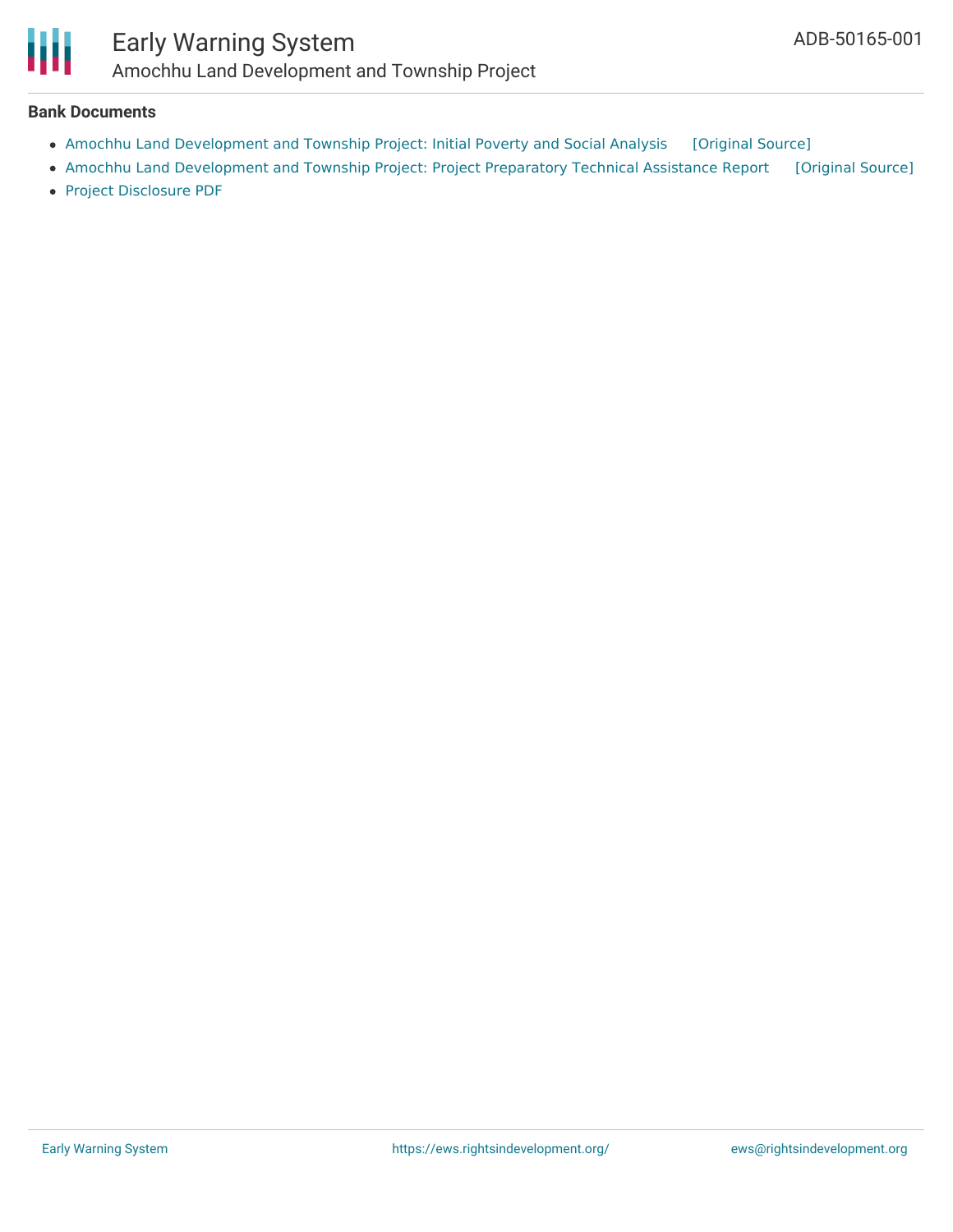### Bank Documents

- Amochhu Land Development and Township Project: Initial Poverty and Social Analysis [Original Source]
- Amochhu Land Development and Township Project: Project Preparatory Technical Assistance Report [Original Source]
- Project Disclosure PDF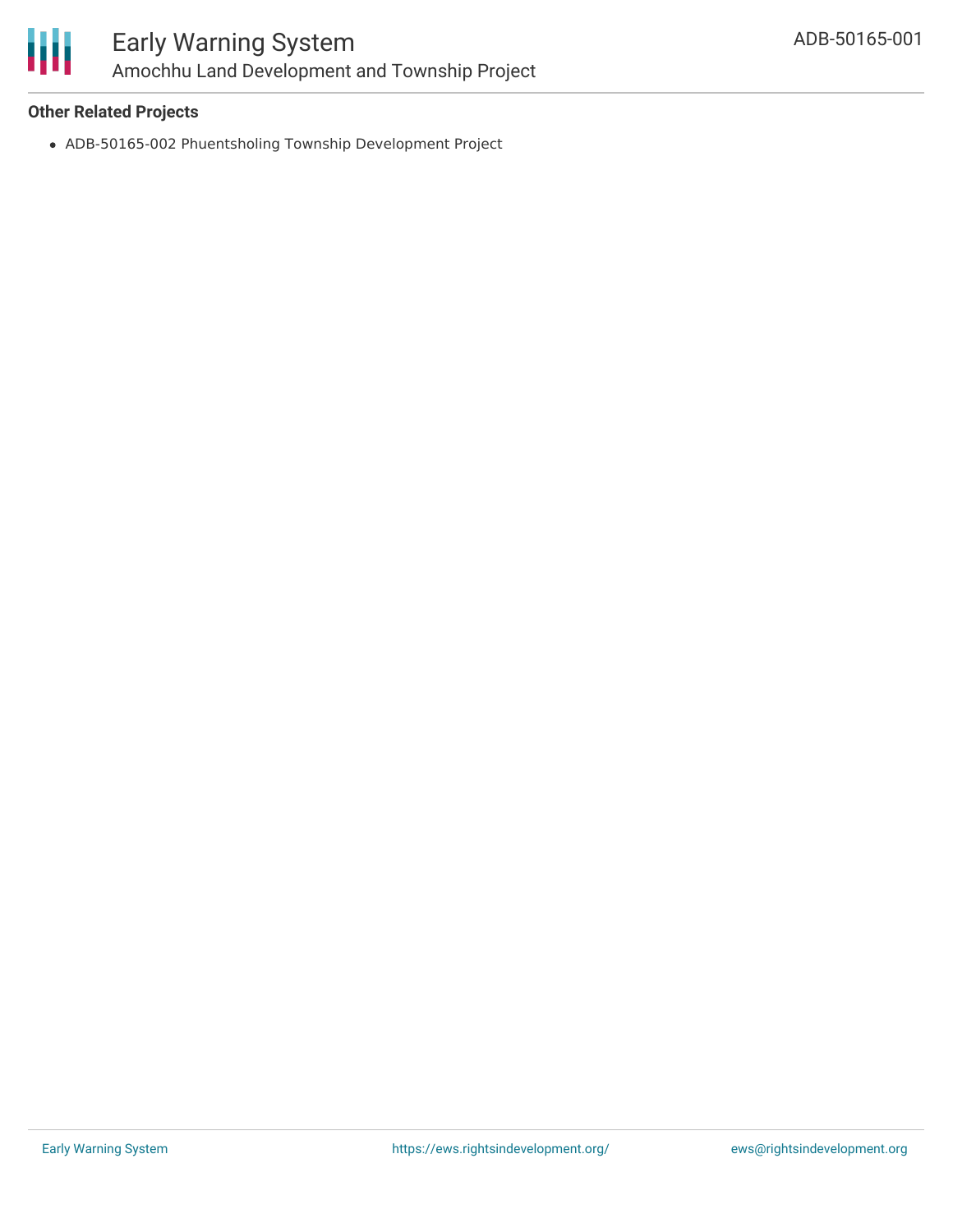#### Other Related Projects

- ADB-50165-002 Phuentsholing Township Development Project